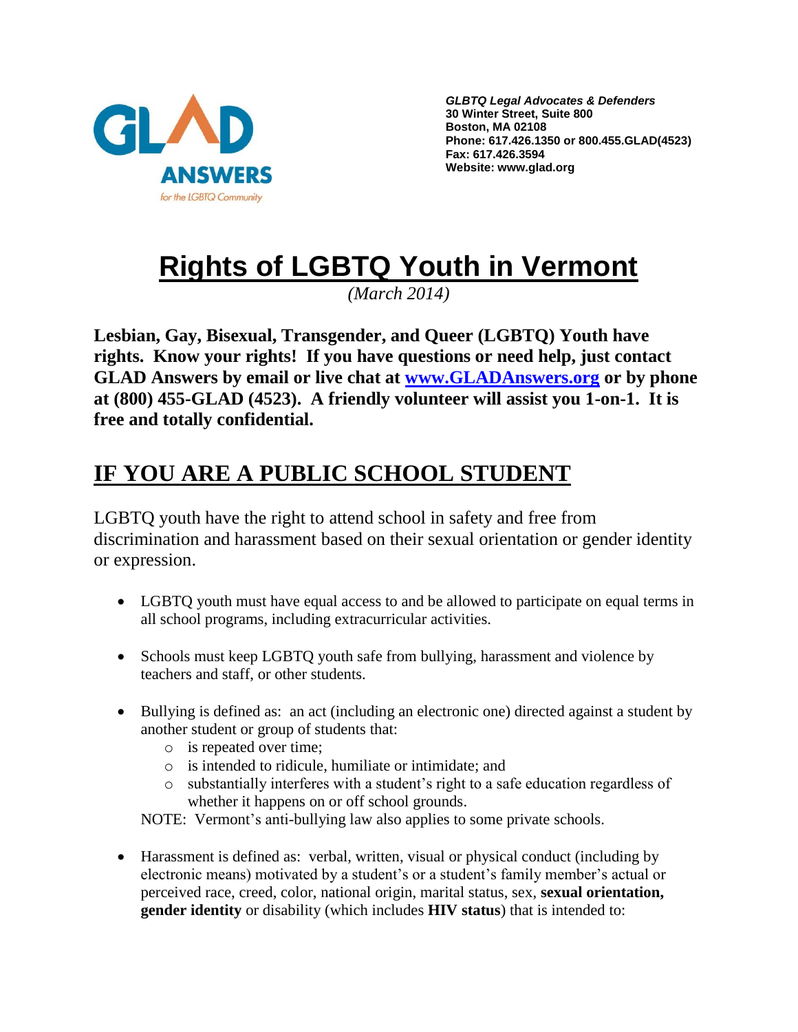GLAD ANSWERS for the LGBTQ Community

*GLBTQ Legal Advocates & Defenders*
**30 Winter Street, Suite 800**
**Boston, MA 02108**
**Phone: 617.426.1350 or 800.455.GLAD(4523)**
**Fax: 617.426.3594**
**Website: www.glad.org**

# Rights of LGBTQ Youth in Vermont

*(March 2014)*

**Lesbian, Gay, Bisexual, Transgender, and Queer (LGBTQ) Youth have rights. Know your rights! If you have questions or need help, just contact GLAD Answers by email or live chat at [www.GLADAnswers.org](http://www.GLADAnswers.org) or by phone at (800) 455-GLAD (4523). A friendly volunteer will assist you 1-on-1. It is free and totally confidential.**

## IF YOU ARE A PUBLIC SCHOOL STUDENT

LGBTQ youth have the right to attend school in safety and free from discrimination and harassment based on their sexual orientation or gender identity or expression.

- LGBTQ youth must have equal access to and be allowed to participate on equal terms in all school programs, including extracurricular activities.
- Schools must keep LGBTQ youth safe from bullying, harassment and violence by teachers and staff, or other students.
- Bullying is defined as: an act (including an electronic one) directed against a student by another student or group of students that:
  - is repeated over time;
  - is intended to ridicule, humiliate or intimidate; and
  - substantially interferes with a student's right to a safe education regardless of whether it happens on or off school grounds.

  NOTE: Vermont's anti-bullying law also applies to some private schools.
- Harassment is defined as: verbal, written, visual or physical conduct (including by electronic means) motivated by a student's or a student's family member's actual or perceived race, creed, color, national origin, marital status, sex, **sexual orientation, gender identity** or disability (which includes **HIV status**) that is intended to: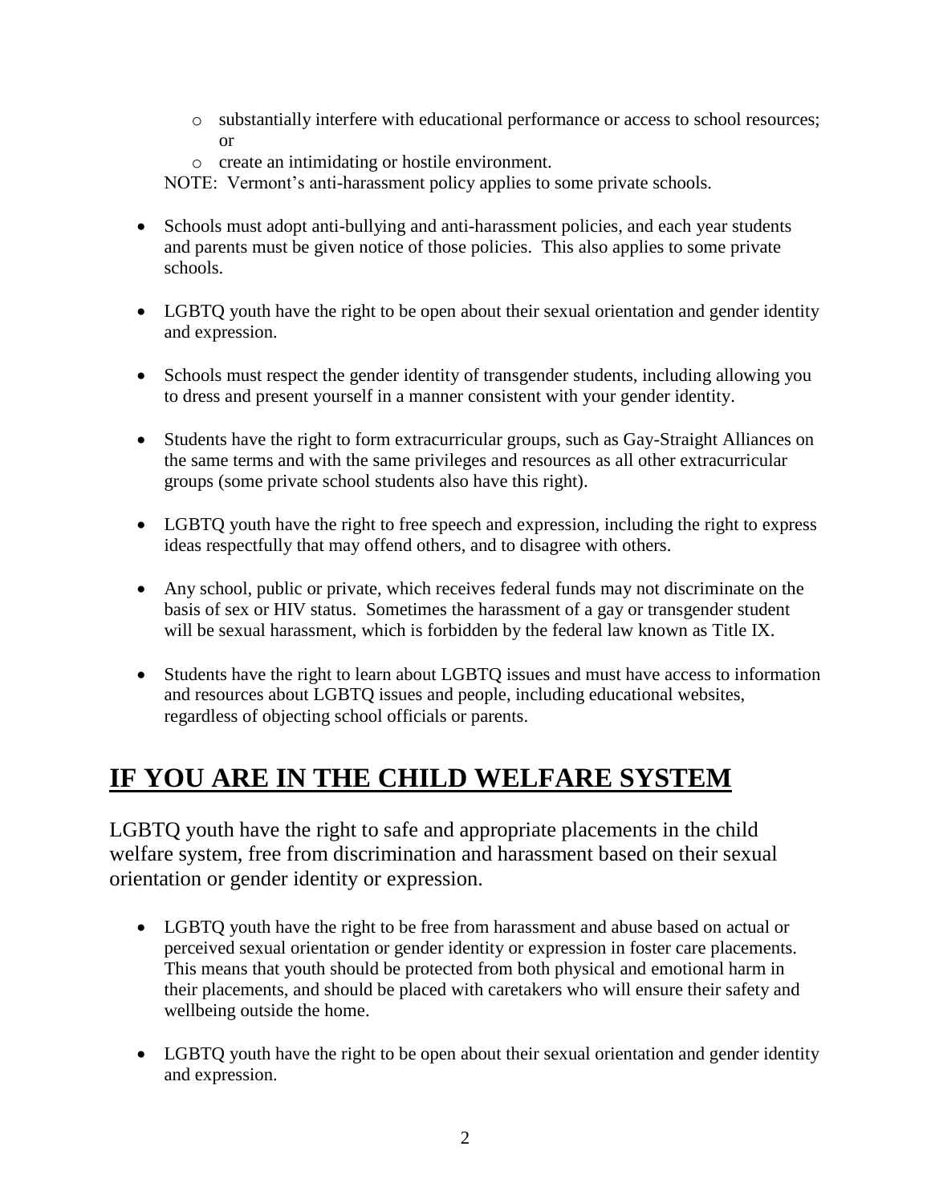- substantially interfere with educational performance or access to school resources; or
  - create an intimidating or hostile environment.

  NOTE: Vermont's anti-harassment policy applies to some private schools.

- Schools must adopt anti-bullying and anti-harassment policies, and each year students and parents must be given notice of those policies. This also applies to some private schools.

- LGBTQ youth have the right to be open about their sexual orientation and gender identity and expression.

- Schools must respect the gender identity of transgender students, including allowing you to dress and present yourself in a manner consistent with your gender identity.

- Students have the right to form extracurricular groups, such as Gay-Straight Alliances on the same terms and with the same privileges and resources as all other extracurricular groups (some private school students also have this right).

- LGBTQ youth have the right to free speech and expression, including the right to express ideas respectfully that may offend others, and to disagree with others.

- Any school, public or private, which receives federal funds may not discriminate on the basis of sex or HIV status. Sometimes the harassment of a gay or transgender student will be sexual harassment, which is forbidden by the federal law known as Title IX.

- Students have the right to learn about LGBTQ issues and must have access to information and resources about LGBTQ issues and people, including educational websites, regardless of objecting school officials or parents.

## **IF YOU ARE IN THE CHILD WELFARE SYSTEM**

LGBTQ youth have the right to safe and appropriate placements in the child welfare system, free from discrimination and harassment based on their sexual orientation or gender identity or expression.

- LGBTQ youth have the right to be free from harassment and abuse based on actual or perceived sexual orientation or gender identity or expression in foster care placements. This means that youth should be protected from both physical and emotional harm in their placements, and should be placed with caretakers who will ensure their safety and wellbeing outside the home.

- LGBTQ youth have the right to be open about their sexual orientation and gender identity and expression.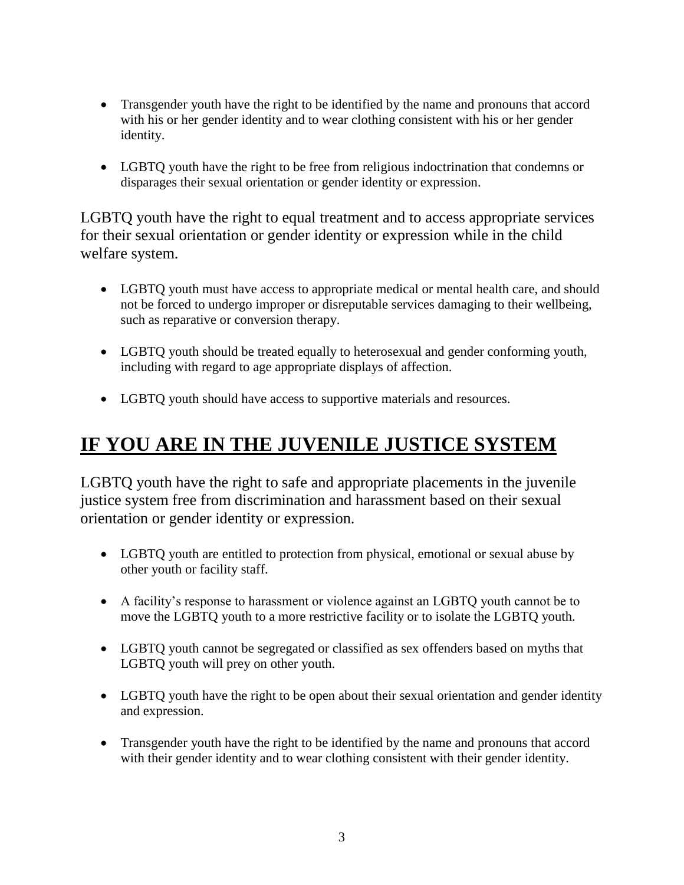- Transgender youth have the right to be identified by the name and pronouns that accord with his or her gender identity and to wear clothing consistent with his or her gender identity.

- LGBTQ youth have the right to be free from religious indoctrination that condemns or disparages their sexual orientation or gender identity or expression.

LGBTQ youth have the right to equal treatment and to access appropriate services for their sexual orientation or gender identity or expression while in the child welfare system.

- LGBTQ youth must have access to appropriate medical or mental health care, and should not be forced to undergo improper or disreputable services damaging to their wellbeing, such as reparative or conversion therapy.

- LGBTQ youth should be treated equally to heterosexual and gender conforming youth, including with regard to age appropriate displays of affection.

- LGBTQ youth should have access to supportive materials and resources.

## IF YOU ARE IN THE JUVENILE JUSTICE SYSTEM

LGBTQ youth have the right to safe and appropriate placements in the juvenile justice system free from discrimination and harassment based on their sexual orientation or gender identity or expression.

- LGBTQ youth are entitled to protection from physical, emotional or sexual abuse by other youth or facility staff.

- A facility's response to harassment or violence against an LGBTQ youth cannot be to move the LGBTQ youth to a more restrictive facility or to isolate the LGBTQ youth.

- LGBTQ youth cannot be segregated or classified as sex offenders based on myths that LGBTQ youth will prey on other youth.

- LGBTQ youth have the right to be open about their sexual orientation and gender identity and expression.

- Transgender youth have the right to be identified by the name and pronouns that accord with their gender identity and to wear clothing consistent with their gender identity.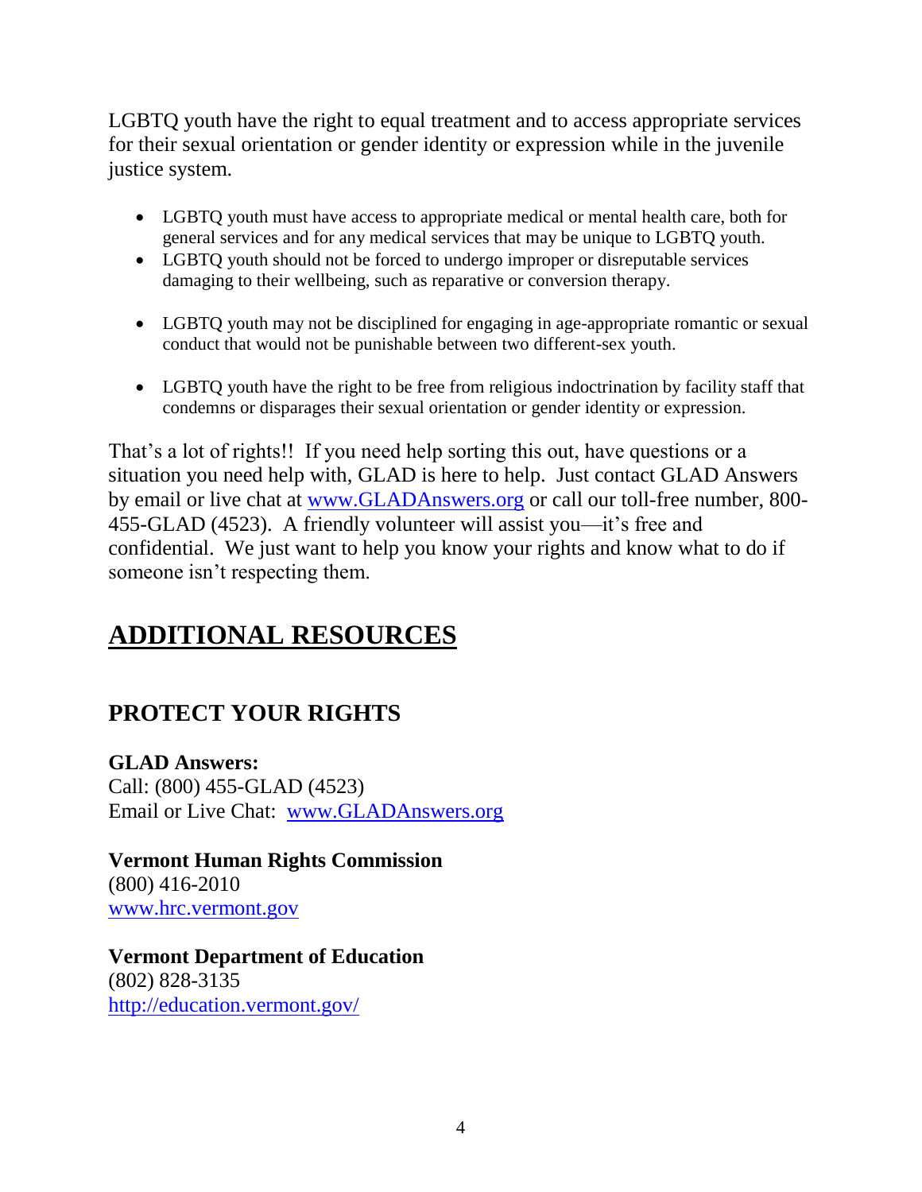LGBTQ youth have the right to equal treatment and to access appropriate services for their sexual orientation or gender identity or expression while in the juvenile justice system.

- LGBTQ youth must have access to appropriate medical or mental health care, both for general services and for any medical services that may be unique to LGBTQ youth.
- LGBTQ youth should not be forced to undergo improper or disreputable services damaging to their wellbeing, such as reparative or conversion therapy.
- LGBTQ youth may not be disciplined for engaging in age-appropriate romantic or sexual conduct that would not be punishable between two different-sex youth.
- LGBTQ youth have the right to be free from religious indoctrination by facility staff that condemns or disparages their sexual orientation or gender identity or expression.

That's a lot of rights!! If you need help sorting this out, have questions or a situation you need help with, GLAD is here to help. Just contact GLAD Answers by email or live chat at [www.GLADAnswers.org](http://www.GLADAnswers.org) or call our toll-free number, 800-455-GLAD (4523). A friendly volunteer will assist you—it's free and confidential. We just want to help you know your rights and know what to do if someone isn't respecting them.

# ADDITIONAL RESOURCES

## PROTECT YOUR RIGHTS

**GLAD Answers:**
Call: (800) 455-GLAD (4523)
Email or Live Chat: [www.GLADAnswers.org](http://www.GLADAnswers.org)

**Vermont Human Rights Commission**
(800) 416-2010
[www.hrc.vermont.gov](http://www.hrc.vermont.gov)

**Vermont Department of Education**
(802) 828-3135
[http://education.vermont.gov/](http://education.vermont.gov/)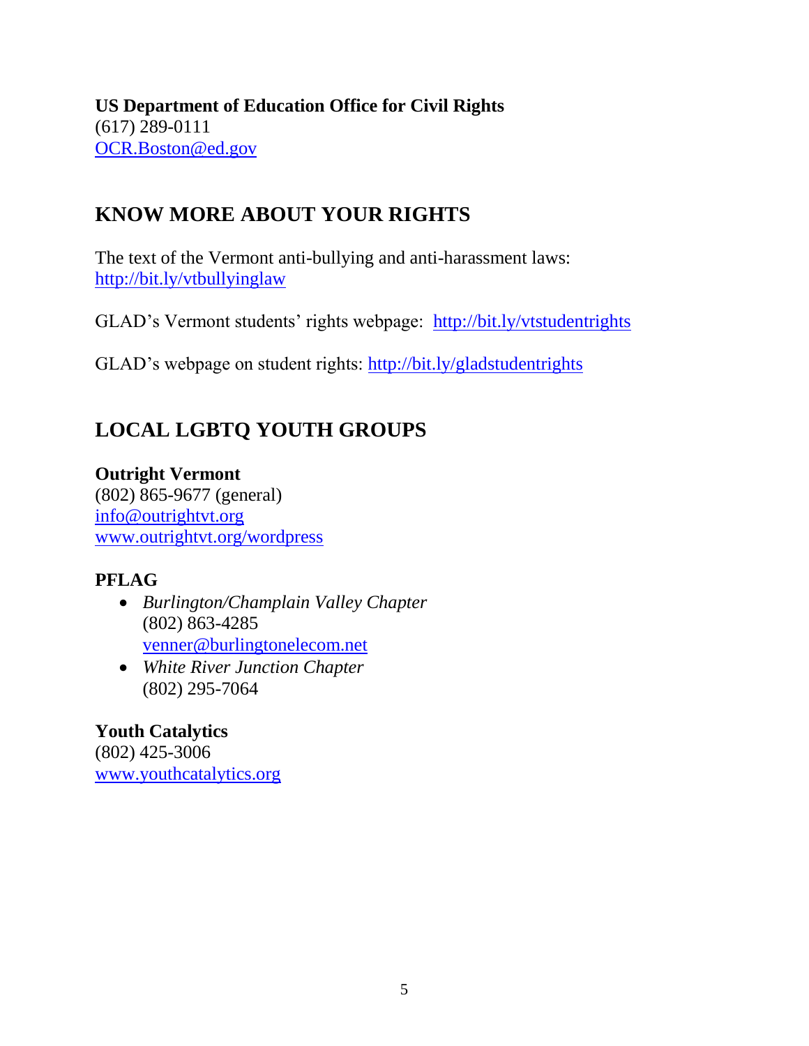**US Department of Education Office for Civil Rights**
(617) 289-0111
OCR.Boston@ed.gov

## KNOW MORE ABOUT YOUR RIGHTS

The text of the Vermont anti-bullying and anti-harassment laws:
http://bit.ly/vtbullyinglaw

GLAD's Vermont students' rights webpage: http://bit.ly/vtstudentrights

GLAD's webpage on student rights: http://bit.ly/gladstudentrights

## LOCAL LGBTQ YOUTH GROUPS

**Outright Vermont**
(802) 865-9677 (general)
info@outrightvt.org
www.outrightvt.org/wordpress

**PFLAG**

- *Burlington/Champlain Valley Chapter*
  (802) 863-4285
  venner@burlingtonelecom.net
- *White River Junction Chapter*
  (802) 295-7064

**Youth Catalytics**
(802) 425-3006
www.youthcatalytics.org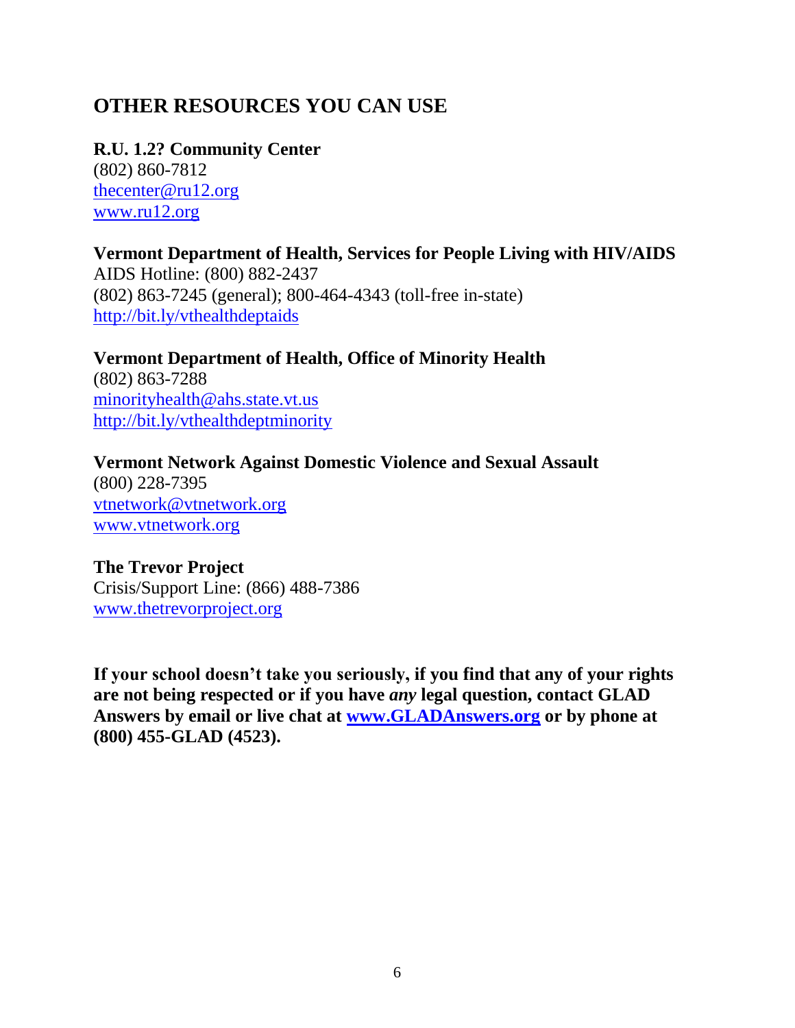## OTHER RESOURCES YOU CAN USE

**R.U. 1.2? Community Center**
(802) 860-7812
thecenter@ru12.org
www.ru12.org

**Vermont Department of Health, Services for People Living with HIV/AIDS**
AIDS Hotline: (800) 882-2437
(802) 863-7245 (general); 800-464-4343 (toll-free in-state)
http://bit.ly/vthealthdeptaids

**Vermont Department of Health, Office of Minority Health**
(802) 863-7288
minorityhealth@ahs.state.vt.us
http://bit.ly/vthealthdeptminority

**Vermont Network Against Domestic Violence and Sexual Assault**
(800) 228-7395
vtnetwork@vtnetwork.org
www.vtnetwork.org

**The Trevor Project**
Crisis/Support Line: (866) 488-7386
www.thetrevorproject.org

**If your school doesn't take you seriously, if you find that any of your rights are not being respected or if you have *any* legal question, contact GLAD Answers by email or live chat at www.GLADAnswers.org or by phone at (800) 455-GLAD (4523).**